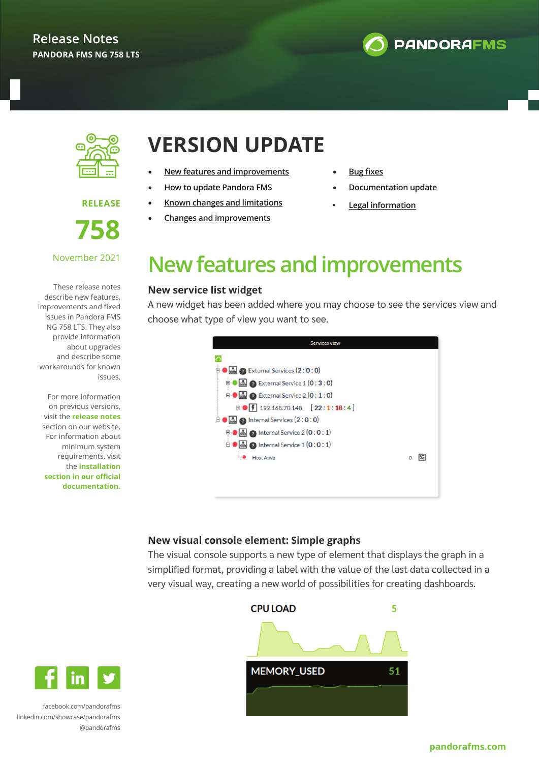Release Notes

PANDORA FMS NG 758 LTS

# VERSION UPDATE

- New features and improvements
- How to update Pandora FMS
- Known changes and limitations
- Changes and improvements
- Bug fixes
- Documentation update
- Legal information

RELEASE

758

November 2021

These release notes describe new features, improvements and fixed issues in Pandora FMS NG 758 LTS. They also provide information about upgrades and describe some workarounds for known issues.

For more information on previous versions, visit the **release notes** section on our website. For information about minimum system requirements, visit the **installation section in our official documentation.**

# New features and improvements

### New service list widget

A new widget has been added where you may choose to see the services view and choose what type of view you want to see.

### New visual console element: Simple graphs

The visual console supports a new type of element that displays the graph in a simplified format, providing a label with the value of the last data collected in a very visual way, creating a new world of possibilities for creating dashboards.

facebook.com/pandorafms

linkedin.com/showcase/pandorafms

@pandorafms

pandorafms.com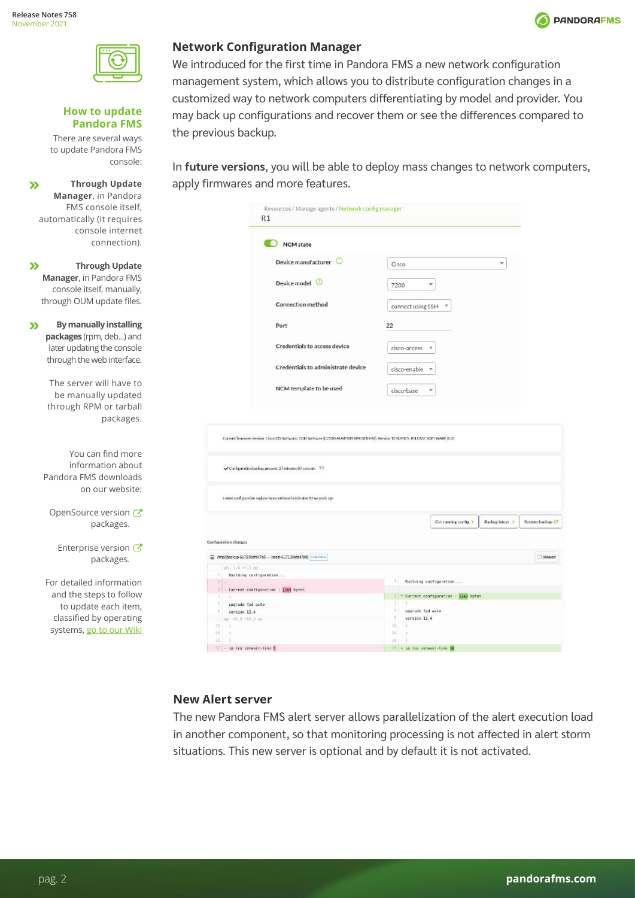## How to update Pandora FMS

There are several ways to update Pandora FMS console:

- **Through Update Manager**, in Pandora FMS console itself, automatically (it requires console internet connection).
- **Through Update Manager**, in Pandora FMS console itself, manually, through OUM update files.
- **By manually installing packages** (rpm, deb...) and later updating the console through the web interface.

The server will have to be manually updated through RPM or tarball packages.

You can find more information about Pandora FMS downloads on our website:

OpenSource version packages.

Enterprise version packages.

For detailed information and the steps to follow to update each item, classified by operating systems, go to our Wiki

## Network Configuration Manager

We introduced for the first time in Pandora FMS a new network configuration management system, which allows you to distribute configuration changes in a customized way to network computers differentiating by model and provider. You may back up configurations and recover them or see the differences compared to the previous backup.

In **future versions**, you will be able to deploy mass changes to network computers, apply firmwares and more features.

## New Alert server

The new Pandora FMS alert server allows parallelization of the alert execution load in another component, so that monitoring processing is not affected in alert storm situations. This new server is optional and by default it is not activated.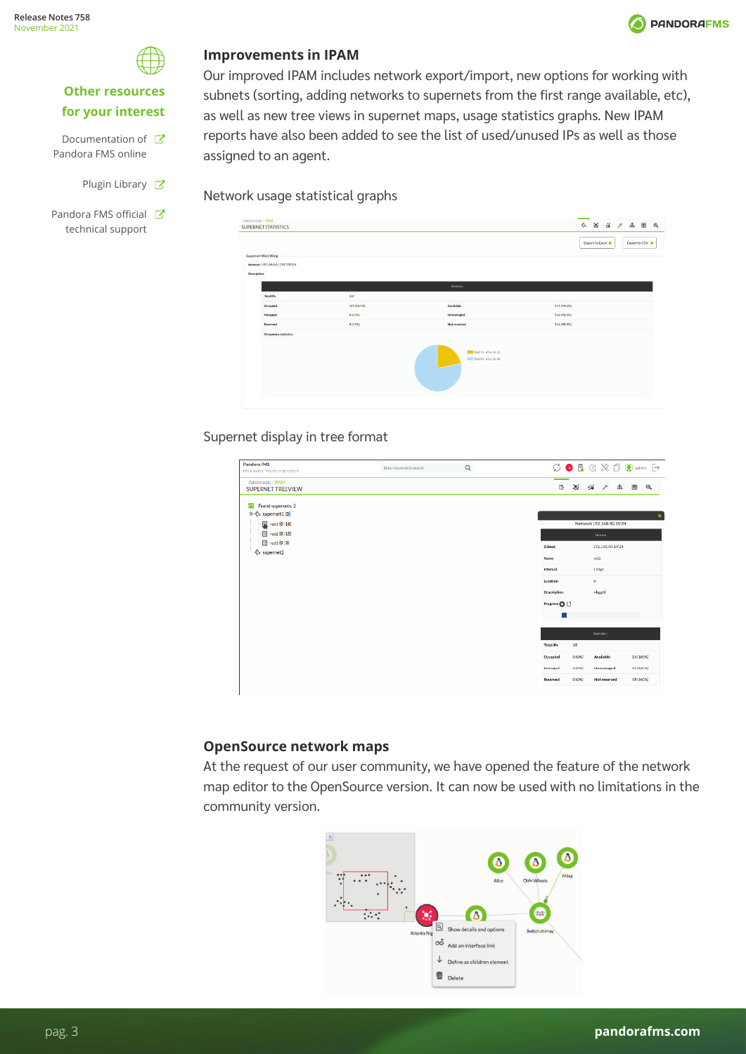## Improvements in IPAM

Our improved IPAM includes network export/import, new options for working with subnets (sorting, adding networks to supernets from the first range available, etc), as well as new tree views in supernet maps, usage statistics graphs. New IPAM reports have also been added to see the list of used/unused IPs as well as those assigned to an agent.

Network usage statistical graphs

Supernet display in tree format

## OpenSource network maps

At the request of our user community, we have opened the feature of the network map editor to the OpenSource version. It can now be used with no limitations in the community version.

### Other resources for your interest

- Documentation of Pandora FMS online
- Plugin Library
- Pandora FMS official technical support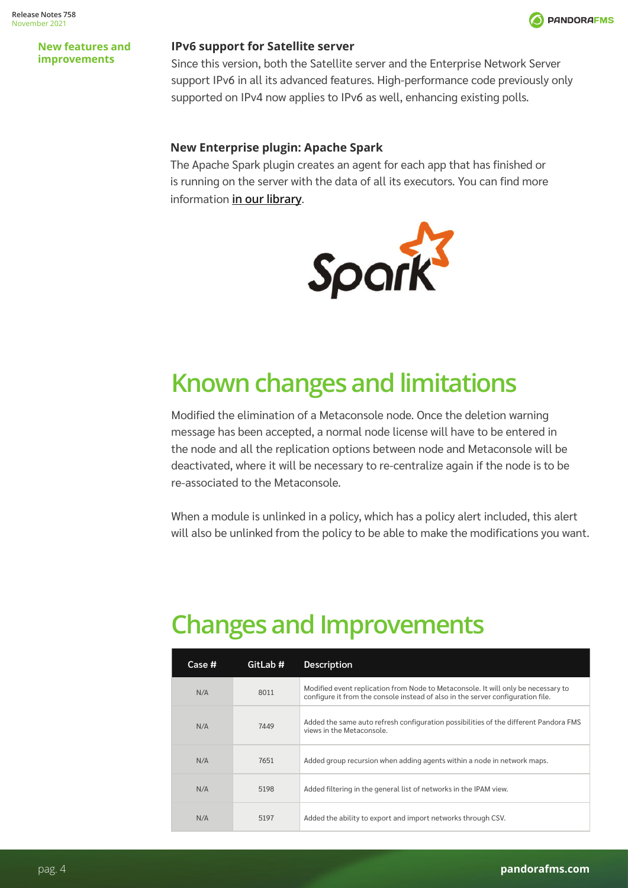## New features and improvements

### IPv6 support for Satellite server

Since this version, both the Satellite server and the Enterprise Network Server support IPv6 in all its advanced features. High-performance code previously only supported on IPv4 now applies to IPv6 as well, enhancing existing polls.

### New Enterprise plugin: Apache Spark

The Apache Spark plugin creates an agent for each app that has finished or is running on the server with the data of all its executors. You can find more information **in our library**.

# Known changes and limitations

Modified the elimination of a Metaconsole node. Once the deletion warning message has been accepted, a normal node license will have to be entered in the node and all the replication options between node and Metaconsole will be deactivated, where it will be necessary to re-centralize again if the node is to be re-associated to the Metaconsole.

When a module is unlinked in a policy, which has a policy alert included, this alert will also be unlinked from the policy to be able to make the modifications you want.

# Changes and Improvements

| Case # | GitLab # | Description |
|---|---|---|
| N/A | 8011 | Modified event replication from Node to Metaconsole. It will only be necessary to configure it from the console instead of also in the server configuration file. |
| N/A | 7449 | Added the same auto refresh configuration possibilities of the different Pandora FMS views in the Metaconsole. |
| N/A | 7651 | Added group recursion when adding agents within a node in network maps. |
| N/A | 5198 | Added filtering in the general list of networks in the IPAM view. |
| N/A | 5197 | Added the ability to export and import networks through CSV. |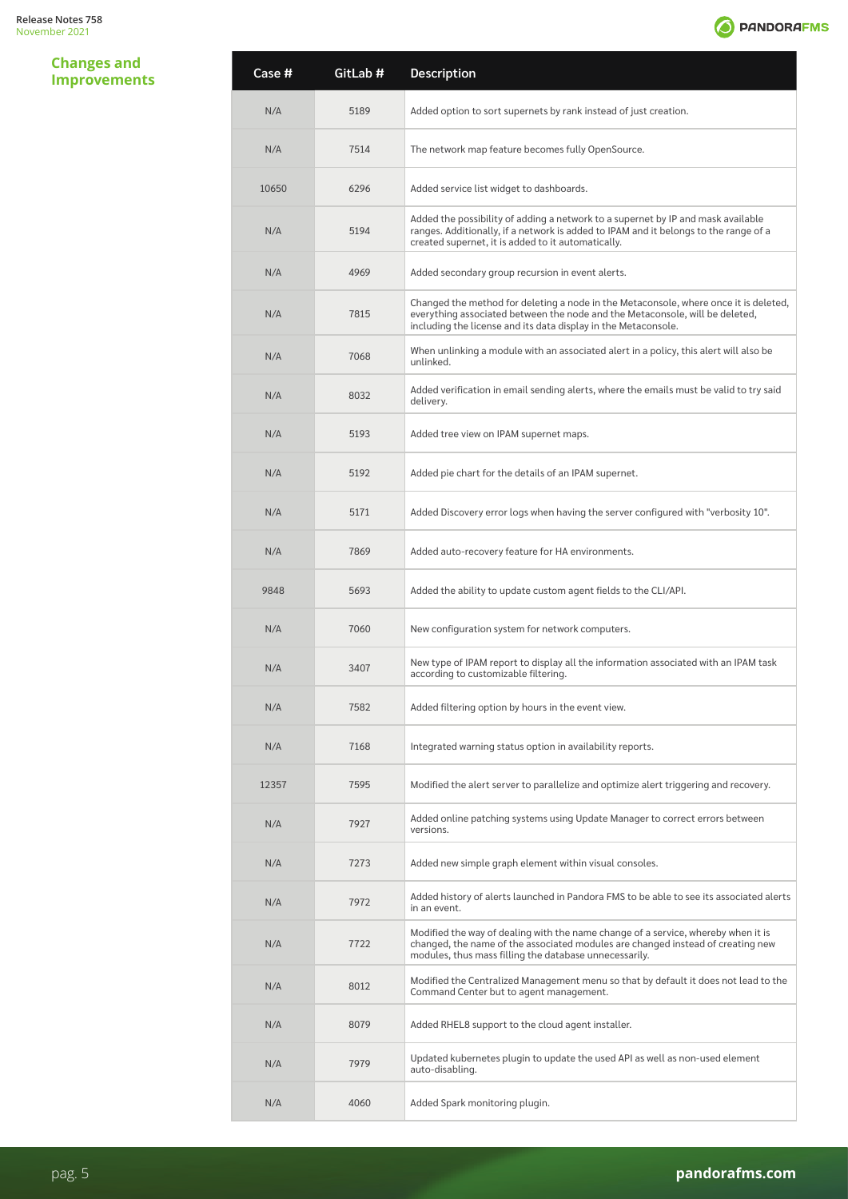## Changes and Improvements

| Case # | GitLab # | Description |
|---|---|---|
| N/A | 5189 | Added option to sort supernets by rank instead of just creation. |
| N/A | 7514 | The network map feature becomes fully OpenSource. |
| 10650 | 6296 | Added service list widget to dashboards. |
| N/A | 5194 | Added the possibility of adding a network to a supernet by IP and mask available ranges. Additionally, if a network is added to IPAM and it belongs to the range of a created supernet, it is added to it automatically. |
| N/A | 4969 | Added secondary group recursion in event alerts. |
| N/A | 7815 | Changed the method for deleting a node in the Metaconsole, where once it is deleted, everything associated between the node and the Metaconsole, will be deleted, including the license and its data display in the Metaconsole. |
| N/A | 7068 | When unlinking a module with an associated alert in a policy, this alert will also be unlinked. |
| N/A | 8032 | Added verification in email sending alerts, where the emails must be valid to try said delivery. |
| N/A | 5193 | Added tree view on IPAM supernet maps. |
| N/A | 5192 | Added pie chart for the details of an IPAM supernet. |
| N/A | 5171 | Added Discovery error logs when having the server configured with "verbosity 10". |
| N/A | 7869 | Added auto-recovery feature for HA environments. |
| 9848 | 5693 | Added the ability to update custom agent fields to the CLI/API. |
| N/A | 7060 | New configuration system for network computers. |
| N/A | 3407 | New type of IPAM report to display all the information associated with an IPAM task according to customizable filtering. |
| N/A | 7582 | Added filtering option by hours in the event view. |
| N/A | 7168 | Integrated warning status option in availability reports. |
| 12357 | 7595 | Modified the alert server to parallelize and optimize alert triggering and recovery. |
| N/A | 7927 | Added online patching systems using Update Manager to correct errors between versions. |
| N/A | 7273 | Added new simple graph element within visual consoles. |
| N/A | 7972 | Added history of alerts launched in Pandora FMS to be able to see its associated alerts in an event. |
| N/A | 7722 | Modified the way of dealing with the name change of a service, whereby when it is changed, the name of the associated modules are changed instead of creating new modules, thus mass filling the database unnecessarily. |
| N/A | 8012 | Modified the Centralized Management menu so that by default it does not lead to the Command Center but to agent management. |
| N/A | 8079 | Added RHEL8 support to the cloud agent installer. |
| N/A | 7979 | Updated kubernetes plugin to update the used API as well as non-used element auto-disabling. |
| N/A | 4060 | Added Spark monitoring plugin. |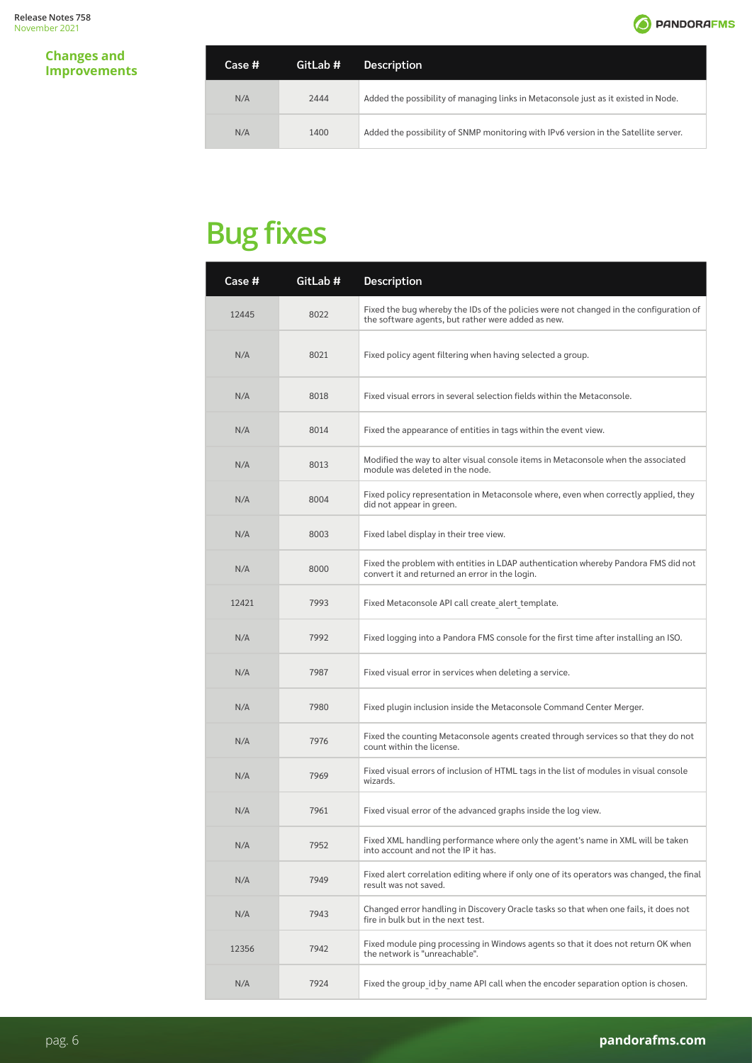## Changes and Improvements

| Case # | GitLab # | Description |
| --- | --- | --- |
| N/A | 2444 | Added the possibility of managing links in Metaconsole just as it existed in Node. |
| N/A | 1400 | Added the possibility of SNMP monitoring with IPv6 version in the Satellite server. |

# Bug fixes

| Case # | GitLab # | Description |
| --- | --- | --- |
| 12445 | 8022 | Fixed the bug whereby the IDs of the policies were not changed in the configuration of the software agents, but rather were added as new. |
| N/A | 8021 | Fixed policy agent filtering when having selected a group. |
| N/A | 8018 | Fixed visual errors in several selection fields within the Metaconsole. |
| N/A | 8014 | Fixed the appearance of entities in tags within the event view. |
| N/A | 8013 | Modified the way to alter visual console items in Metaconsole when the associated module was deleted in the node. |
| N/A | 8004 | Fixed policy representation in Metaconsole where, even when correctly applied, they did not appear in green. |
| N/A | 8003 | Fixed label display in their tree view. |
| N/A | 8000 | Fixed the problem with entities in LDAP authentication whereby Pandora FMS did not convert it and returned an error in the login. |
| 12421 | 7993 | Fixed Metaconsole API call create_alert_template. |
| N/A | 7992 | Fixed logging into a Pandora FMS console for the first time after installing an ISO. |
| N/A | 7987 | Fixed visual error in services when deleting a service. |
| N/A | 7980 | Fixed plugin inclusion inside the Metaconsole Command Center Merger. |
| N/A | 7976 | Fixed the counting Metaconsole agents created through services so that they do not count within the license. |
| N/A | 7969 | Fixed visual errors of inclusion of HTML tags in the list of modules in visual console wizards. |
| N/A | 7961 | Fixed visual error of the advanced graphs inside the log view. |
| N/A | 7952 | Fixed XML handling performance where only the agent's name in XML will be taken into account and not the IP it has. |
| N/A | 7949 | Fixed alert correlation editing where if only one of its operators was changed, the final result was not saved. |
| N/A | 7943 | Changed error handling in Discovery Oracle tasks so that when one fails, it does not fire in bulk but in the next test. |
| 12356 | 7942 | Fixed module ping processing in Windows agents so that it does not return OK when the network is "unreachable". |
| N/A | 7924 | Fixed the group_id_by_name API call when the encoder separation option is chosen. |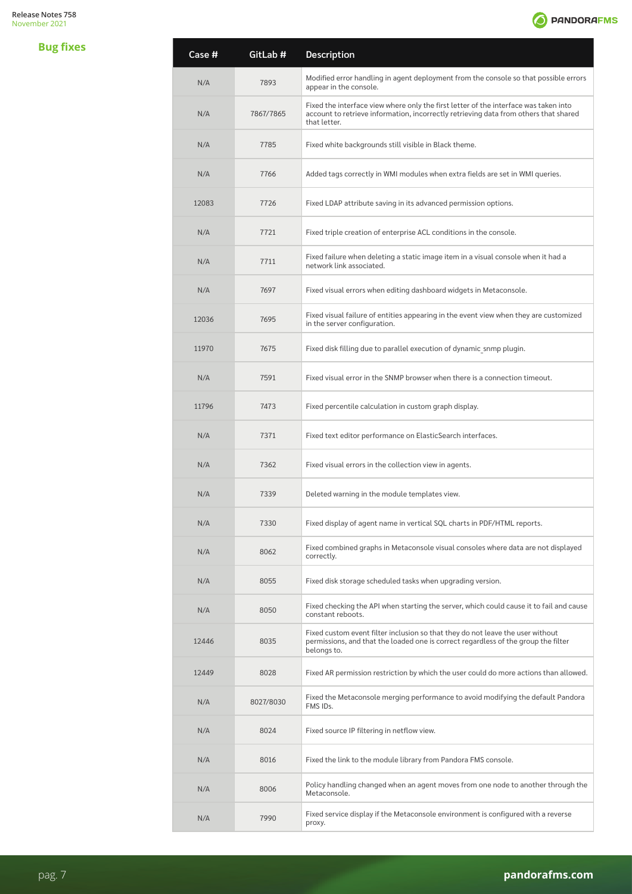## Bug fixes

| Case # | GitLab # | Description |
|---|---|---|
| N/A | 7893 | Modified error handling in agent deployment from the console so that possible errors appear in the console. |
| N/A | 7867/7865 | Fixed the interface view where only the first letter of the interface was taken into account to retrieve information, incorrectly retrieving data from others that shared that letter. |
| N/A | 7785 | Fixed white backgrounds still visible in Black theme. |
| N/A | 7766 | Added tags correctly in WMI modules when extra fields are set in WMI queries. |
| 12083 | 7726 | Fixed LDAP attribute saving in its advanced permission options. |
| N/A | 7721 | Fixed triple creation of enterprise ACL conditions in the console. |
| N/A | 7711 | Fixed failure when deleting a static image item in a visual console when it had a network link associated. |
| N/A | 7697 | Fixed visual errors when editing dashboard widgets in Metaconsole. |
| 12036 | 7695 | Fixed visual failure of entities appearing in the event view when they are customized in the server configuration. |
| 11970 | 7675 | Fixed disk filling due to parallel execution of dynamic_snmp plugin. |
| N/A | 7591 | Fixed visual error in the SNMP browser when there is a connection timeout. |
| 11796 | 7473 | Fixed percentile calculation in custom graph display. |
| N/A | 7371 | Fixed text editor performance on ElasticSearch interfaces. |
| N/A | 7362 | Fixed visual errors in the collection view in agents. |
| N/A | 7339 | Deleted warning in the module templates view. |
| N/A | 7330 | Fixed display of agent name in vertical SQL charts in PDF/HTML reports. |
| N/A | 8062 | Fixed combined graphs in Metaconsole visual consoles where data are not displayed correctly. |
| N/A | 8055 | Fixed disk storage scheduled tasks when upgrading version. |
| N/A | 8050 | Fixed checking the API when starting the server, which could cause it to fail and cause constant reboots. |
| 12446 | 8035 | Fixed custom event filter inclusion so that they do not leave the user without permissions, and that the loaded one is correct regardless of the group the filter belongs to. |
| 12449 | 8028 | Fixed AR permission restriction by which the user could do more actions than allowed. |
| N/A | 8027/8030 | Fixed the Metaconsole merging performance to avoid modifying the default Pandora FMS IDs. |
| N/A | 8024 | Fixed source IP filtering in netflow view. |
| N/A | 8016 | Fixed the link to the module library from Pandora FMS console. |
| N/A | 8006 | Policy handling changed when an agent moves from one node to another through the Metaconsole. |
| N/A | 7990 | Fixed service display if the Metaconsole environment is configured with a reverse proxy. |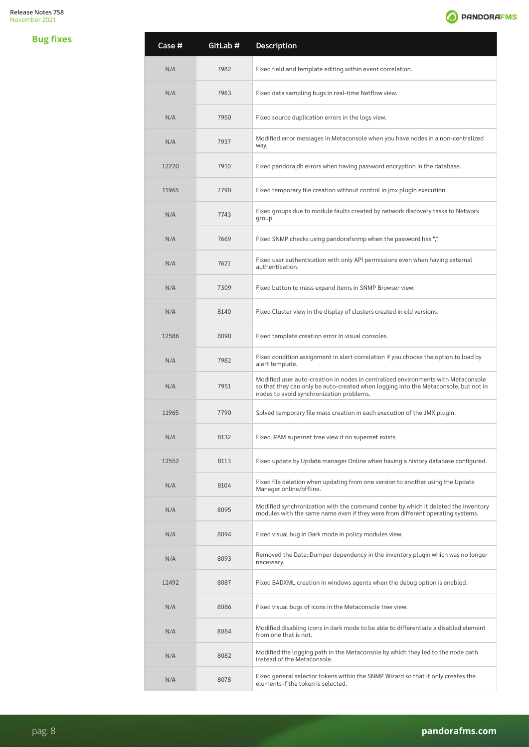## Bug fixes

| Case # | GitLab # | Description |
|---|---|---|
| N/A | 7982 | Fixed field and template editing within event correlation. |
| N/A | 7963 | Fixed data sampling bugs in real-time Netflow view. |
| N/A | 7950 | Fixed source duplication errors in the logs view. |
| N/A | 7937 | Modified error messages in Metaconsole when you have nodes in a non-centralized way. |
| 12220 | 7910 | Fixed pandora_db errors when having password encryption in the database. |
| 11965 | 7790 | Fixed temporary file creation without control in jmx plugin execution. |
| N/A | 7743 | Fixed groups due to module faults created by network discovery tasks to Network group. |
| N/A | 7669 | Fixed SNMP checks using pandorafsnmp when the password has ",". |
| N/A | 7621 | Fixed user authentication with only API permissions even when having external authentication. |
| N/A | 7309 | Fixed button to mass expand items in SNMP Browser view. |
| N/A | 8140 | Fixed Cluster view in the display of clusters created in old versions. |
| 12586 | 8090 | Fixed template creation error in visual consoles. |
| N/A | 7982 | Fixed condition assignment in alert correlation if you choose the option to load by alert template. |
| N/A | 7951 | Modified user auto-creation in nodes in centralized environments with Metaconsole so that they can only be auto-created when logging into the Metaconsole, but not in nodes to avoid synchronization problems. |
| 11965 | 7790 | Solved temporary file mass creation in each execution of the JMX plugin. |
| N/A | 8132 | Fixed IPAM supernet tree view if no supernet exists. |
| 12552 | 8113 | Fixed update by Update manager Online when having a history database configured. |
| N/A | 8104 | Fixed file deletion when updating from one version to another using the Update Manager online/offline. |
| N/A | 8095 | Modified synchronization with the command center by which it deleted the inventory modules with the same name even if they were from different operating systems. |
| N/A | 8094 | Fixed visual bug in Dark mode in policy modules view. |
| N/A | 8093 | Removed the Data::Dumper dependency in the inventory plugin which was no longer necessary. |
| 12492 | 8087 | Fixed BADXML creation in windows agents when the debug option is enabled. |
| N/A | 8086 | Fixed visual bugs of icons in the Metaconsole tree view. |
| N/A | 8084 | Modified disabling icons in dark mode to be able to differentiate a disabled element from one that is not. |
| N/A | 8082 | Modified the logging path in the Metaconsole by which they led to the node path instead of the Metaconsole. |
| N/A | 8078 | Fixed general selector tokens within the SNMP Wizard so that it only creates the elements if the token is selected. |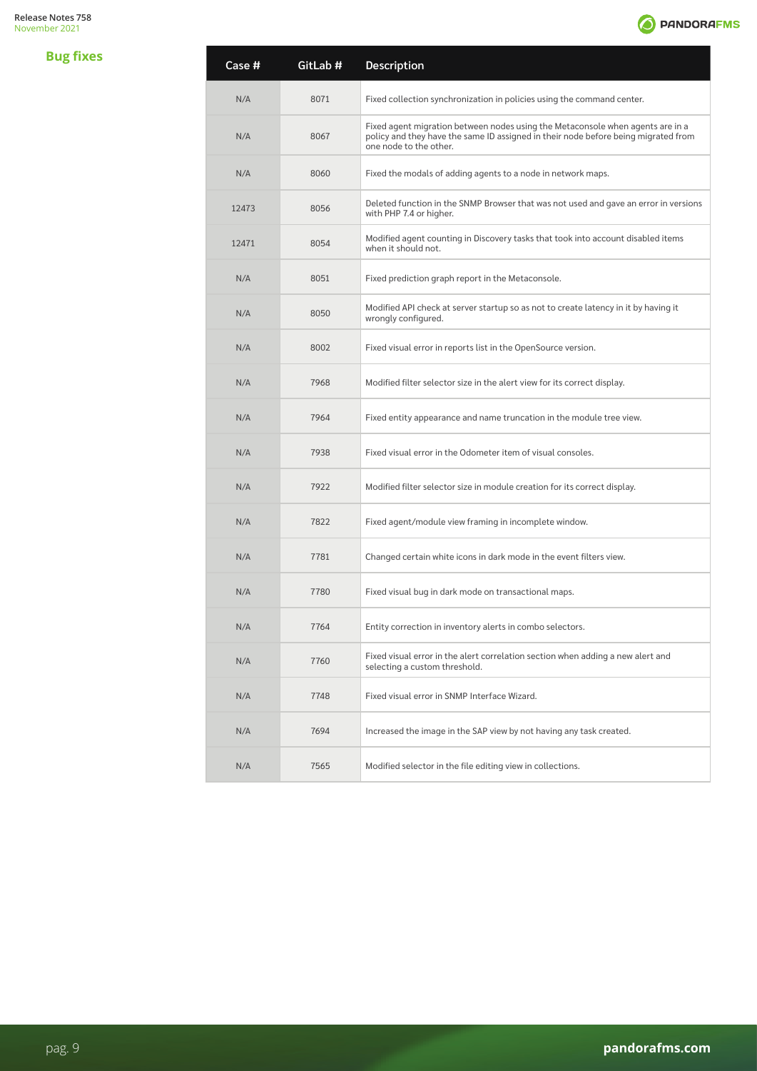## Bug fixes

| Case # | GitLab # | Description |
|---|---|---|
| N/A | 8071 | Fixed collection synchronization in policies using the command center. |
| N/A | 8067 | Fixed agent migration between nodes using the Metaconsole when agents are in a policy and they have the same ID assigned in their node before being migrated from one node to the other. |
| N/A | 8060 | Fixed the modals of adding agents to a node in network maps. |
| 12473 | 8056 | Deleted function in the SNMP Browser that was not used and gave an error in versions with PHP 7.4 or higher. |
| 12471 | 8054 | Modified agent counting in Discovery tasks that took into account disabled items when it should not. |
| N/A | 8051 | Fixed prediction graph report in the Metaconsole. |
| N/A | 8050 | Modified API check at server startup so as not to create latency in it by having it wrongly configured. |
| N/A | 8002 | Fixed visual error in reports list in the OpenSource version. |
| N/A | 7968 | Modified filter selector size in the alert view for its correct display. |
| N/A | 7964 | Fixed entity appearance and name truncation in the module tree view. |
| N/A | 7938 | Fixed visual error in the Odometer item of visual consoles. |
| N/A | 7922 | Modified filter selector size in module creation for its correct display. |
| N/A | 7822 | Fixed agent/module view framing in incomplete window. |
| N/A | 7781 | Changed certain white icons in dark mode in the event filters view. |
| N/A | 7780 | Fixed visual bug in dark mode on transactional maps. |
| N/A | 7764 | Entity correction in inventory alerts in combo selectors. |
| N/A | 7760 | Fixed visual error in the alert correlation section when adding a new alert and selecting a custom threshold. |
| N/A | 7748 | Fixed visual error in SNMP Interface Wizard. |
| N/A | 7694 | Increased the image in the SAP view by not having any task created. |
| N/A | 7565 | Modified selector in the file editing view in collections. |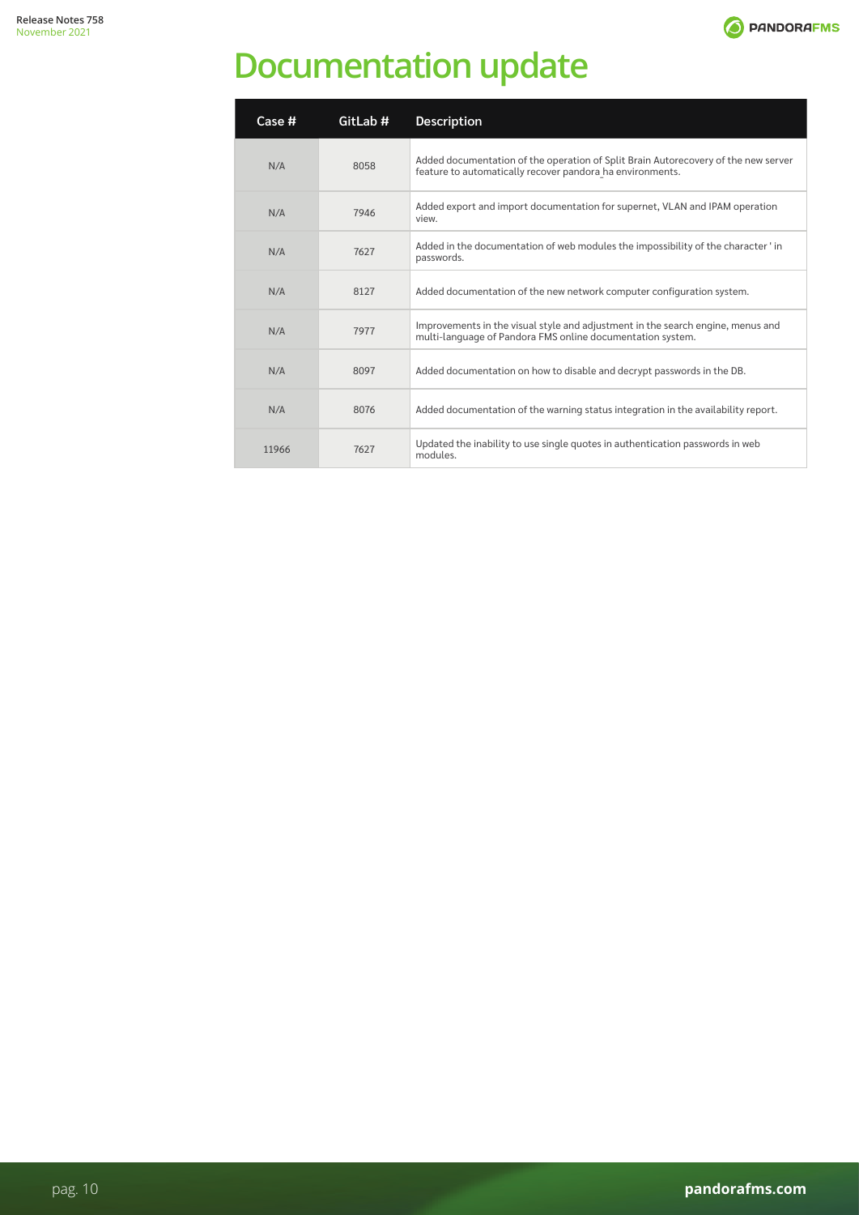# Documentation update

| Case # | GitLab # | Description |
|---|---|---|
| N/A | 8058 | Added documentation of the operation of Split Brain Autorecovery of the new server feature to automatically recover pandora_ha environments. |
| N/A | 7946 | Added export and import documentation for supernet, VLAN and IPAM operation view. |
| N/A | 7627 | Added in the documentation of web modules the impossibility of the character ' in passwords. |
| N/A | 8127 | Added documentation of the new network computer configuration system. |
| N/A | 7977 | Improvements in the visual style and adjustment in the search engine, menus and multi-language of Pandora FMS online documentation system. |
| N/A | 8097 | Added documentation on how to disable and decrypt passwords in the DB. |
| N/A | 8076 | Added documentation of the warning status integration in the availability report. |
| 11966 | 7627 | Updated the inability to use single quotes in authentication passwords in web modules. |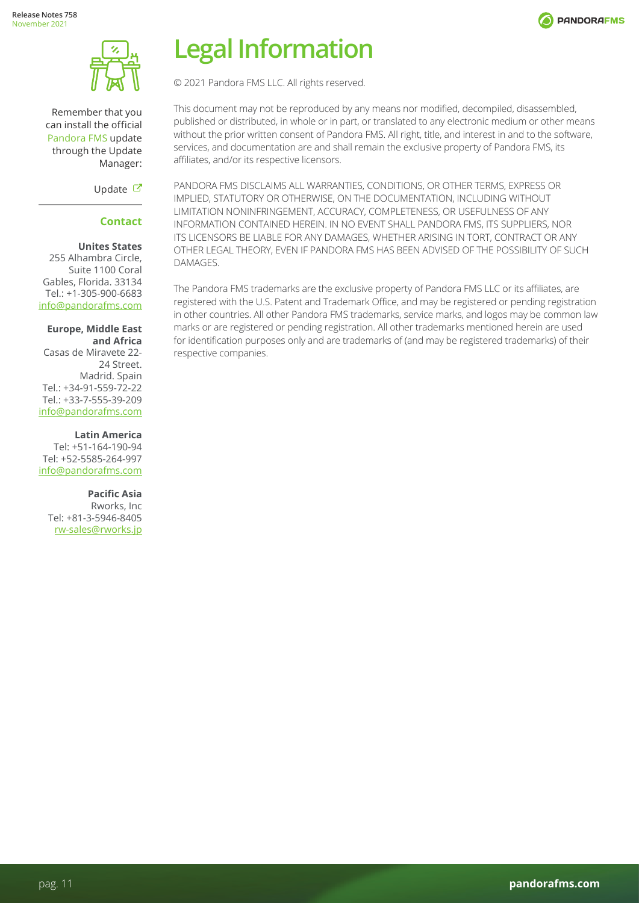# Legal Information

© 2021 Pandora FMS LLC. All rights reserved.

This document may not be reproduced by any means nor modified, decompiled, disassembled, published or distributed, in whole or in part, or translated to any electronic medium or other means without the prior written consent of Pandora FMS. All right, title, and interest in and to the software, services, and documentation are and shall remain the exclusive property of Pandora FMS, its affiliates, and/or its respective licensors.

PANDORA FMS DISCLAIMS ALL WARRANTIES, CONDITIONS, OR OTHER TERMS, EXPRESS OR IMPLIED, STATUTORY OR OTHERWISE, ON THE DOCUMENTATION, INCLUDING WITHOUT LIMITATION NONINFRINGEMENT, ACCURACY, COMPLETENESS, OR USEFULNESS OF ANY INFORMATION CONTAINED HEREIN. IN NO EVENT SHALL PANDORA FMS, ITS SUPPLIERS, NOR ITS LICENSORS BE LIABLE FOR ANY DAMAGES, WHETHER ARISING IN TORT, CONTRACT OR ANY OTHER LEGAL THEORY, EVEN IF PANDORA FMS HAS BEEN ADVISED OF THE POSSIBILITY OF SUCH DAMAGES.

The Pandora FMS trademarks are the exclusive property of Pandora FMS LLC or its affiliates, are registered with the U.S. Patent and Trademark Office, and may be registered or pending registration in other countries. All other Pandora FMS trademarks, service marks, and logos may be common law marks or are registered or pending registration. All other trademarks mentioned herein are used for identification purposes only and are trademarks of (and may be registered trademarks) of their respective companies.

Remember that you can install the official Pandora FMS update through the Update Manager:

Update

### Contact

**Unites States**
255 Alhambra Circle, Suite 1100 Coral Gables, Florida. 33134
Tel.: +1-305-900-6683
info@pandorafms.com

**Europe, Middle East and Africa**
Casas de Miravete 22-24 Street. Madrid. Spain
Tel.: +34-91-559-72-22
Tel.: +33-7-555-39-209
info@pandorafms.com

**Latin America**
Tel: +51-164-190-94
Tel: +52-5585-264-997
info@pandorafms.com

**Pacific Asia**
Rworks, Inc
Tel: +81-3-5946-8405
rw-sales@rworks.jp